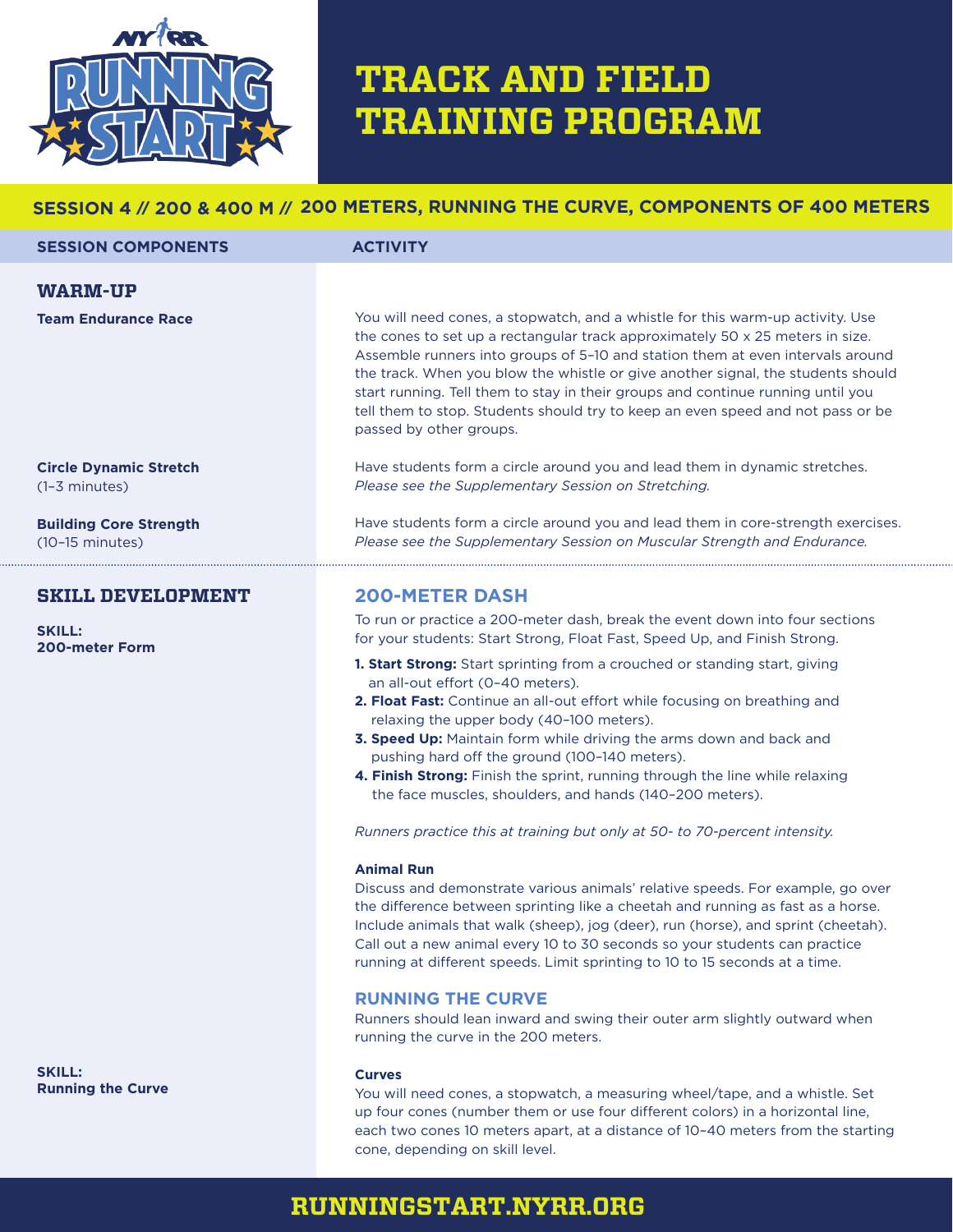# TRACK AND FIELD TRAINING PROGRAM

## SESSION 4 // 200 & 400 M // 200 METERS, RUNNING THE CURVE, COMPONENTS OF 400 METERS

| SESSION COMPONENTS | ACTIVITY |
|---|---|

## WARM-UP

**Team Endurance Race**

You will need cones, a stopwatch, and a whistle for this warm-up activity. Use the cones to set up a rectangular track approximately 50 x 25 meters in size. Assemble runners into groups of 5–10 and station them at even intervals around the track. When you blow the whistle or give another signal, the students should start running. Tell them to stay in their groups and continue running until you tell them to stop. Students should try to keep an even speed and not pass or be passed by other groups.

**Circle Dynamic Stretch** (1–3 minutes)

Have students form a circle around you and lead them in dynamic stretches. *Please see the Supplementary Session on Stretching.*

**Building Core Strength** (10–15 minutes)

Have students form a circle around you and lead them in core-strength exercises. *Please see the Supplementary Session on Muscular Strength and Endurance.*

## SKILL DEVELOPMENT

**SKILL: 200-meter Form**

### 200-METER DASH

To run or practice a 200-meter dash, break the event down into four sections for your students: Start Strong, Float Fast, Speed Up, and Finish Strong.

1. **Start Strong:** Start sprinting from a crouched or standing start, giving an all-out effort (0–40 meters).
2. **Float Fast:** Continue an all-out effort while focusing on breathing and relaxing the upper body (40–100 meters).
3. **Speed Up:** Maintain form while driving the arms down and back and pushing hard off the ground (100–140 meters).
4. **Finish Strong:** Finish the sprint, running through the line while relaxing the face muscles, shoulders, and hands (140–200 meters).

*Runners practice this at training but only at 50- to 70-percent intensity.*

**Animal Run**

Discuss and demonstrate various animals' relative speeds. For example, go over the difference between sprinting like a cheetah and running as fast as a horse. Include animals that walk (sheep), jog (deer), run (horse), and sprint (cheetah). Call out a new animal every 10 to 30 seconds so your students can practice running at different speeds. Limit sprinting to 10 to 15 seconds at a time.

### RUNNING THE CURVE

Runners should lean inward and swing their outer arm slightly outward when running the curve in the 200 meters.

**SKILL: Running the Curve**

**Curves**

You will need cones, a stopwatch, a measuring wheel/tape, and a whistle. Set up four cones (number them or use four different colors) in a horizontal line, each two cones 10 meters apart, at a distance of 10–40 meters from the starting cone, depending on skill level.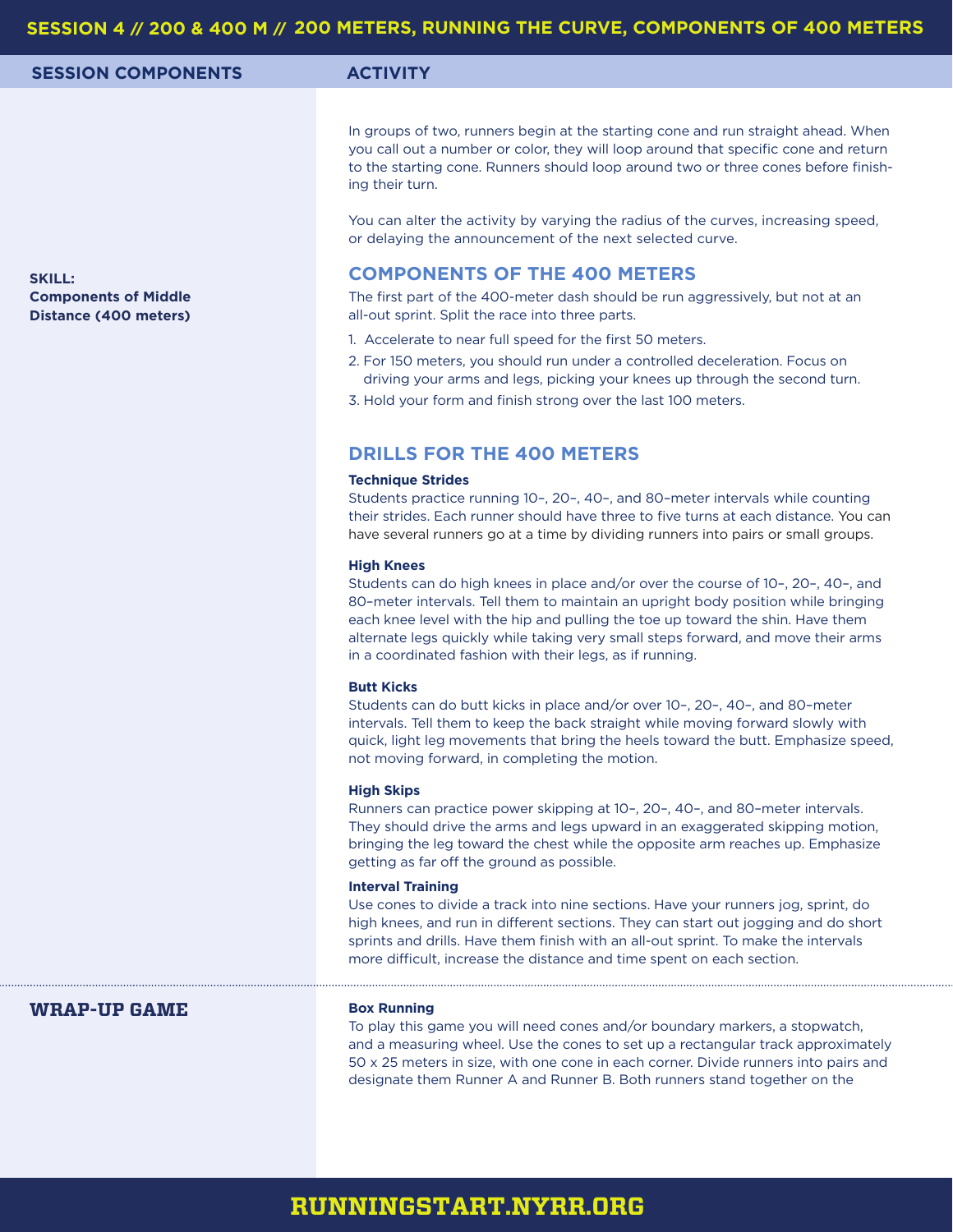In groups of two, runners begin at the starting cone and run straight ahead. When you call out a number or color, they will loop around that specific cone and return to the starting cone. Runners should loop around two or three cones before finishing their turn.

You can alter the activity by varying the radius of the curves, increasing speed, or delaying the announcement of the next selected curve.

**SKILL: Components of Middle Distance (400 meters)**

## COMPONENTS OF THE 400 METERS

The first part of the 400-meter dash should be run aggressively, but not at an all-out sprint. Split the race into three parts.

1. Accelerate to near full speed for the first 50 meters.
2. For 150 meters, you should run under a controlled deceleration. Focus on driving your arms and legs, picking your knees up through the second turn.
3. Hold your form and finish strong over the last 100 meters.

## DRILLS FOR THE 400 METERS

**Technique Strides**
Students practice running 10–, 20–, 40–, and 80–meter intervals while counting their strides. Each runner should have three to five turns at each distance. You can have several runners go at a time by dividing runners into pairs or small groups.

**High Knees**
Students can do high knees in place and/or over the course of 10–, 20–, 40–, and 80–meter intervals. Tell them to maintain an upright body position while bringing each knee level with the hip and pulling the toe up toward the shin. Have them alternate legs quickly while taking very small steps forward, and move their arms in a coordinated fashion with their legs, as if running.

**Butt Kicks**
Students can do butt kicks in place and/or over 10–, 20–, 40–, and 80–meter intervals. Tell them to keep the back straight while moving forward slowly with quick, light leg movements that bring the heels toward the butt. Emphasize speed, not moving forward, in completing the motion.

**High Skips**
Runners can practice power skipping at 10–, 20–, 40–, and 80–meter intervals. They should drive the arms and legs upward in an exaggerated skipping motion, bringing the leg toward the chest while the opposite arm reaches up. Emphasize getting as far off the ground as possible.

**Interval Training**
Use cones to divide a track into nine sections. Have your runners jog, sprint, do high knees, and run in different sections. They can start out jogging and do short sprints and drills. Have them finish with an all-out sprint. To make the intervals more difficult, increase the distance and time spent on each section.

## WRAP-UP GAME

**Box Running**
To play this game you will need cones and/or boundary markers, a stopwatch, and a measuring wheel. Use the cones to set up a rectangular track approximately 50 x 25 meters in size, with one cone in each corner. Divide runners into pairs and designate them Runner A and Runner B. Both runners stand together on the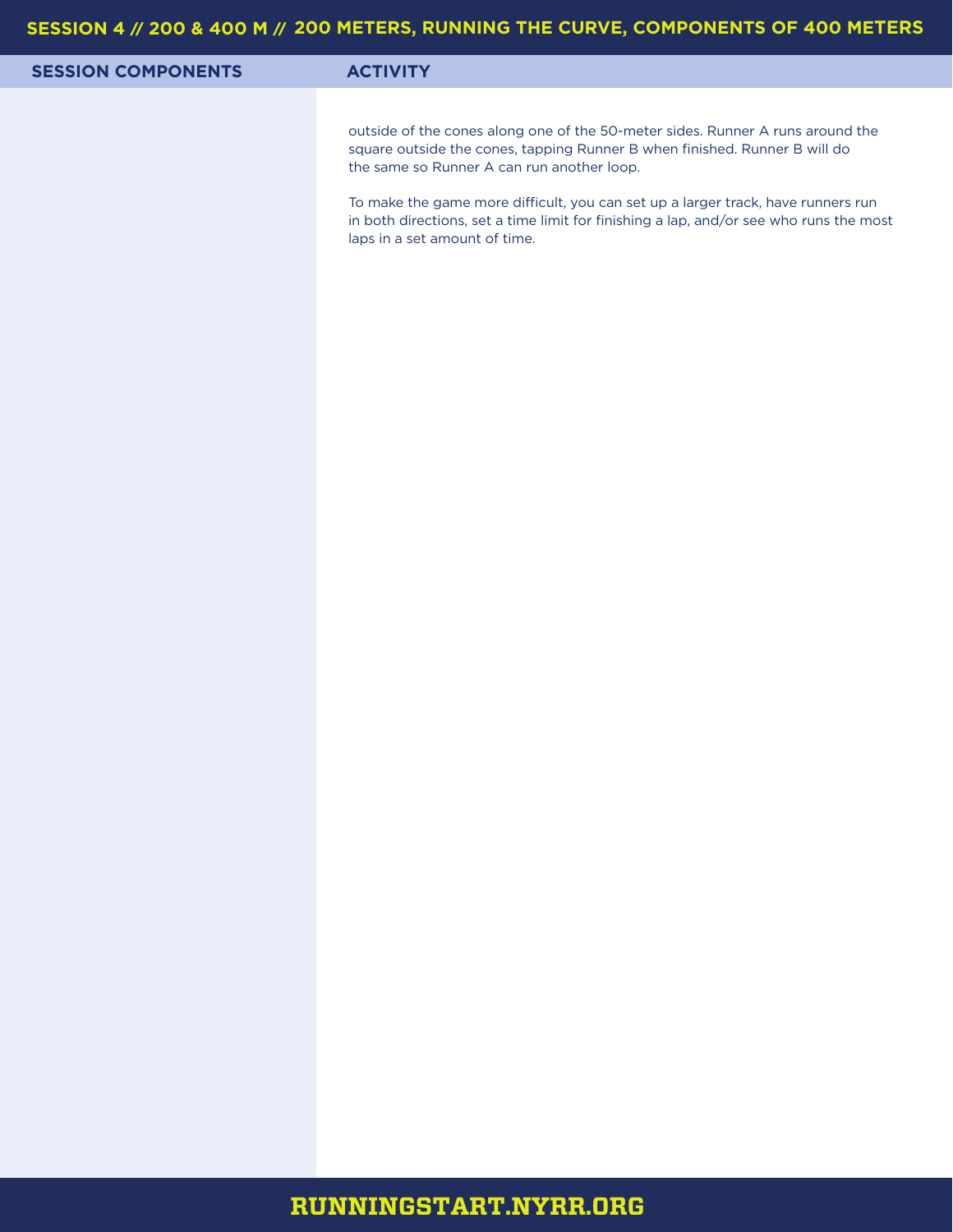| SESSION COMPONENTS | ACTIVITY |
| --- | --- |
| | outside of the cones along one of the 50-meter sides. Runner A runs around the square outside the cones, tapping Runner B when finished. Runner B will do the same so Runner A can run another loop.<br><br>To make the game more difficult, you can set up a larger track, have runners run in both directions, set a time limit for finishing a lap, and/or see who runs the most laps in a set amount of time. |